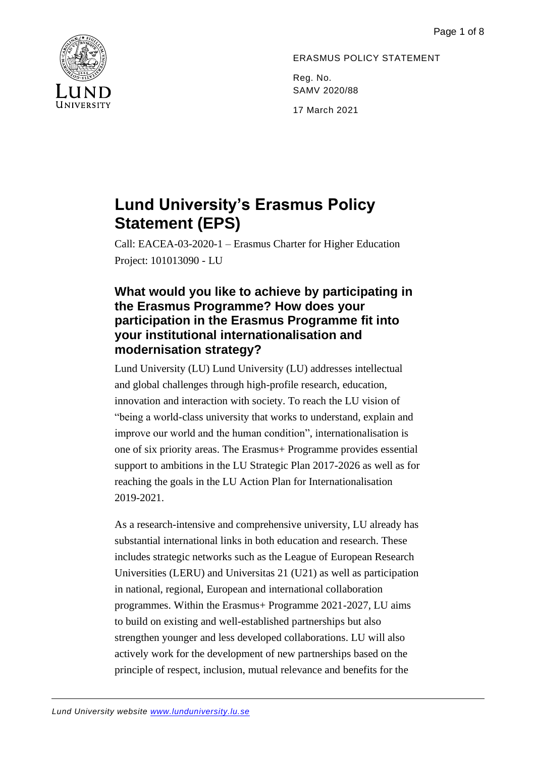ERASMUS POLICY STATEMENT

Reg. No.
SAMV 2020/88

17 March 2021

# Lund University's Erasmus Policy Statement (EPS)

Call: EACEA-03-2020-1 – Erasmus Charter for Higher Education
Project: 101013090 - LU

## What would you like to achieve by participating in the Erasmus Programme? How does your participation in the Erasmus Programme fit into your institutional internationalisation and modernisation strategy?

Lund University (LU) Lund University (LU) addresses intellectual and global challenges through high-profile research, education, innovation and interaction with society. To reach the LU vision of "being a world-class university that works to understand, explain and improve our world and the human condition", internationalisation is one of six priority areas. The Erasmus+ Programme provides essential support to ambitions in the LU Strategic Plan 2017-2026 as well as for reaching the goals in the LU Action Plan for Internationalisation 2019-2021.

As a research-intensive and comprehensive university, LU already has substantial international links in both education and research. These includes strategic networks such as the League of European Research Universities (LERU) and Universitas 21 (U21) as well as participation in national, regional, European and international collaboration programmes. Within the Erasmus+ Programme 2021-2027, LU aims to build on existing and well-established partnerships but also strengthen younger and less developed collaborations. LU will also actively work for the development of new partnerships based on the principle of respect, inclusion, mutual relevance and benefits for the

*Lund University website [www.lunduniversity.lu.se](www.lunduniversity.lu.se)*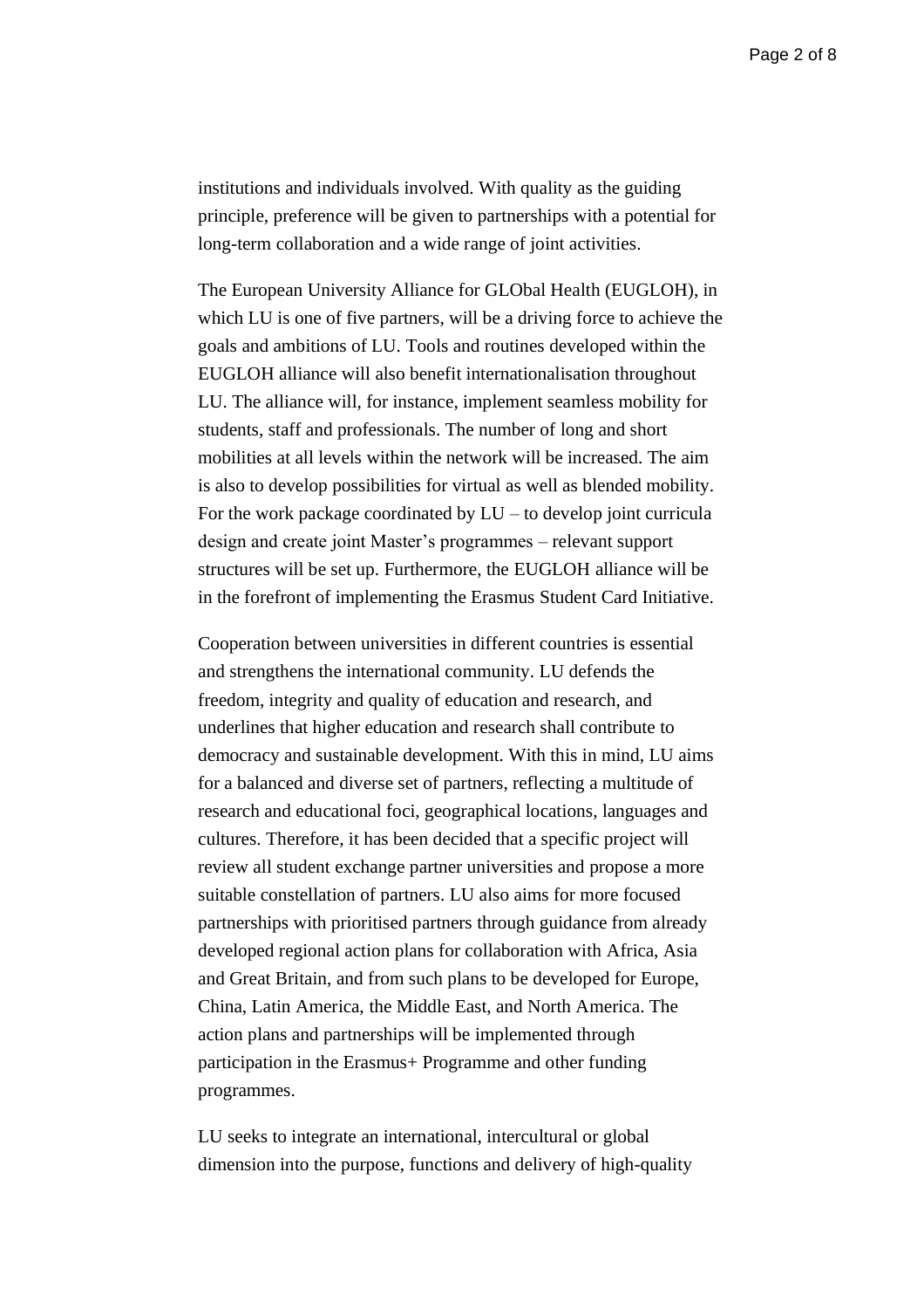institutions and individuals involved. With quality as the guiding principle, preference will be given to partnerships with a potential for long-term collaboration and a wide range of joint activities.

The European University Alliance for GLObal Health (EUGLOH), in which LU is one of five partners, will be a driving force to achieve the goals and ambitions of LU. Tools and routines developed within the EUGLOH alliance will also benefit internationalisation throughout LU. The alliance will, for instance, implement seamless mobility for students, staff and professionals. The number of long and short mobilities at all levels within the network will be increased. The aim is also to develop possibilities for virtual as well as blended mobility. For the work package coordinated by LU – to develop joint curricula design and create joint Master's programmes – relevant support structures will be set up. Furthermore, the EUGLOH alliance will be in the forefront of implementing the Erasmus Student Card Initiative.

Cooperation between universities in different countries is essential and strengthens the international community. LU defends the freedom, integrity and quality of education and research, and underlines that higher education and research shall contribute to democracy and sustainable development. With this in mind, LU aims for a balanced and diverse set of partners, reflecting a multitude of research and educational foci, geographical locations, languages and cultures. Therefore, it has been decided that a specific project will review all student exchange partner universities and propose a more suitable constellation of partners. LU also aims for more focused partnerships with prioritised partners through guidance from already developed regional action plans for collaboration with Africa, Asia and Great Britain, and from such plans to be developed for Europe, China, Latin America, the Middle East, and North America. The action plans and partnerships will be implemented through participation in the Erasmus+ Programme and other funding programmes.

LU seeks to integrate an international, intercultural or global dimension into the purpose, functions and delivery of high-quality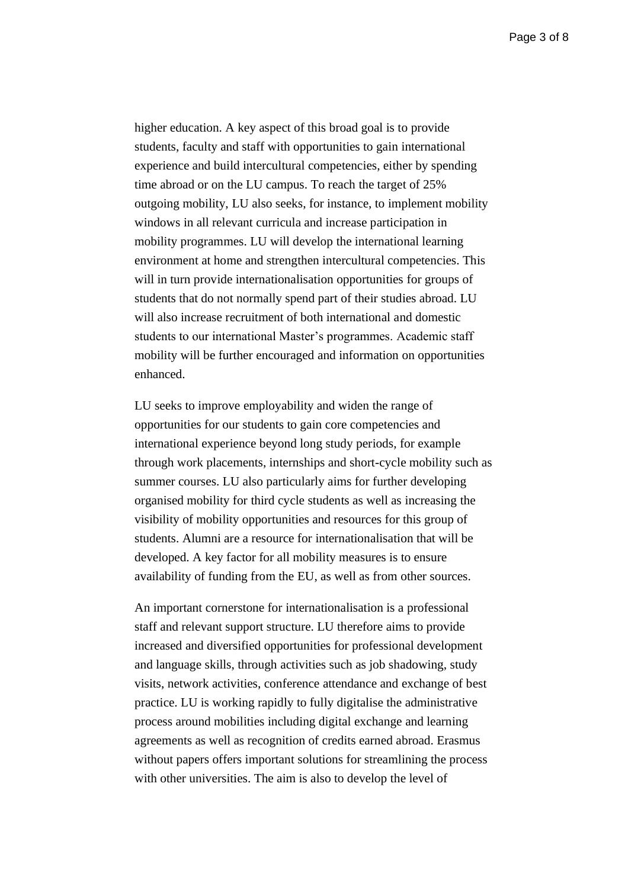higher education. A key aspect of this broad goal is to provide students, faculty and staff with opportunities to gain international experience and build intercultural competencies, either by spending time abroad or on the LU campus. To reach the target of 25% outgoing mobility, LU also seeks, for instance, to implement mobility windows in all relevant curricula and increase participation in mobility programmes. LU will develop the international learning environment at home and strengthen intercultural competencies. This will in turn provide internationalisation opportunities for groups of students that do not normally spend part of their studies abroad. LU will also increase recruitment of both international and domestic students to our international Master's programmes. Academic staff mobility will be further encouraged and information on opportunities enhanced.

LU seeks to improve employability and widen the range of opportunities for our students to gain core competencies and international experience beyond long study periods, for example through work placements, internships and short-cycle mobility such as summer courses. LU also particularly aims for further developing organised mobility for third cycle students as well as increasing the visibility of mobility opportunities and resources for this group of students. Alumni are a resource for internationalisation that will be developed. A key factor for all mobility measures is to ensure availability of funding from the EU, as well as from other sources.

An important cornerstone for internationalisation is a professional staff and relevant support structure. LU therefore aims to provide increased and diversified opportunities for professional development and language skills, through activities such as job shadowing, study visits, network activities, conference attendance and exchange of best practice. LU is working rapidly to fully digitalise the administrative process around mobilities including digital exchange and learning agreements as well as recognition of credits earned abroad. Erasmus without papers offers important solutions for streamlining the process with other universities. The aim is also to develop the level of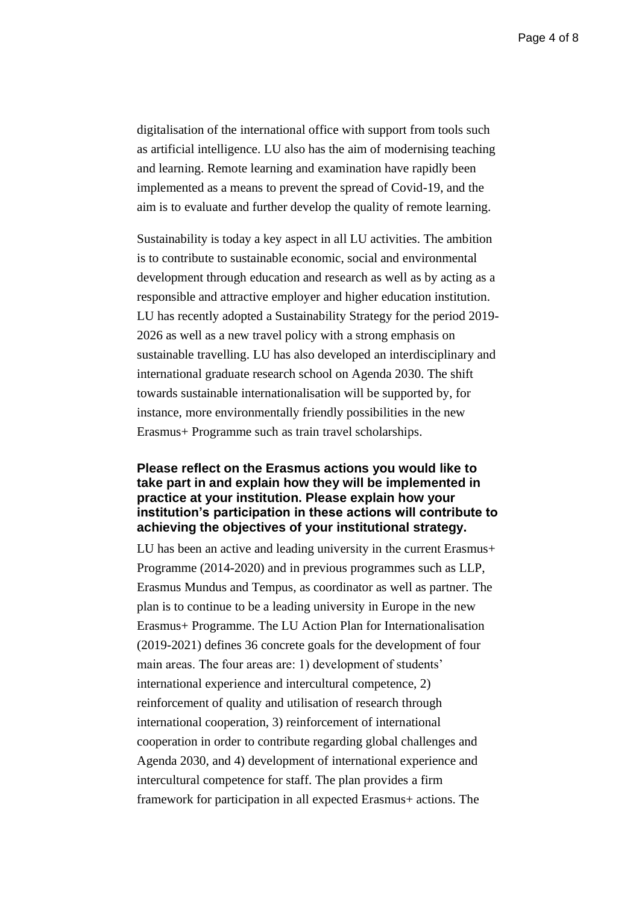digitalisation of the international office with support from tools such as artificial intelligence. LU also has the aim of modernising teaching and learning. Remote learning and examination have rapidly been implemented as a means to prevent the spread of Covid-19, and the aim is to evaluate and further develop the quality of remote learning.

Sustainability is today a key aspect in all LU activities. The ambition is to contribute to sustainable economic, social and environmental development through education and research as well as by acting as a responsible and attractive employer and higher education institution. LU has recently adopted a Sustainability Strategy for the period 2019-2026 as well as a new travel policy with a strong emphasis on sustainable travelling. LU has also developed an interdisciplinary and international graduate research school on Agenda 2030. The shift towards sustainable internationalisation will be supported by, for instance, more environmentally friendly possibilities in the new Erasmus+ Programme such as train travel scholarships.

**Please reflect on the Erasmus actions you would like to take part in and explain how they will be implemented in practice at your institution. Please explain how your institution's participation in these actions will contribute to achieving the objectives of your institutional strategy.**

LU has been an active and leading university in the current Erasmus+ Programme (2014-2020) and in previous programmes such as LLP, Erasmus Mundus and Tempus, as coordinator as well as partner. The plan is to continue to be a leading university in Europe in the new Erasmus+ Programme. The LU Action Plan for Internationalisation (2019-2021) defines 36 concrete goals for the development of four main areas. The four areas are: 1) development of students' international experience and intercultural competence, 2) reinforcement of quality and utilisation of research through international cooperation, 3) reinforcement of international cooperation in order to contribute regarding global challenges and Agenda 2030, and 4) development of international experience and intercultural competence for staff. The plan provides a firm framework for participation in all expected Erasmus+ actions. The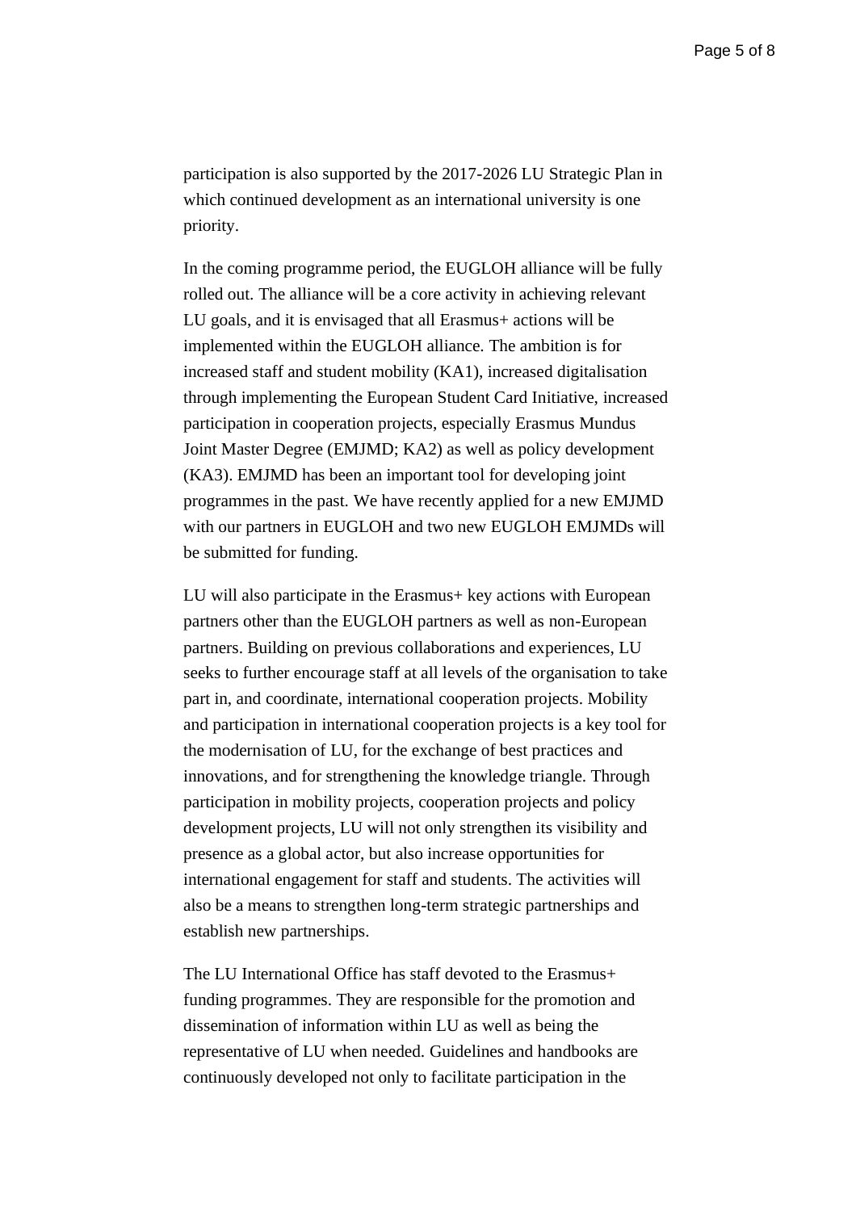participation is also supported by the 2017-2026 LU Strategic Plan in which continued development as an international university is one priority.

In the coming programme period, the EUGLOH alliance will be fully rolled out. The alliance will be a core activity in achieving relevant LU goals, and it is envisaged that all Erasmus+ actions will be implemented within the EUGLOH alliance. The ambition is for increased staff and student mobility (KA1), increased digitalisation through implementing the European Student Card Initiative, increased participation in cooperation projects, especially Erasmus Mundus Joint Master Degree (EMJMD; KA2) as well as policy development (KA3). EMJMD has been an important tool for developing joint programmes in the past. We have recently applied for a new EMJMD with our partners in EUGLOH and two new EUGLOH EMJMDs will be submitted for funding.

LU will also participate in the Erasmus+ key actions with European partners other than the EUGLOH partners as well as non-European partners. Building on previous collaborations and experiences, LU seeks to further encourage staff at all levels of the organisation to take part in, and coordinate, international cooperation projects. Mobility and participation in international cooperation projects is a key tool for the modernisation of LU, for the exchange of best practices and innovations, and for strengthening the knowledge triangle. Through participation in mobility projects, cooperation projects and policy development projects, LU will not only strengthen its visibility and presence as a global actor, but also increase opportunities for international engagement for staff and students. The activities will also be a means to strengthen long-term strategic partnerships and establish new partnerships.

The LU International Office has staff devoted to the Erasmus+ funding programmes. They are responsible for the promotion and dissemination of information within LU as well as being the representative of LU when needed. Guidelines and handbooks are continuously developed not only to facilitate participation in the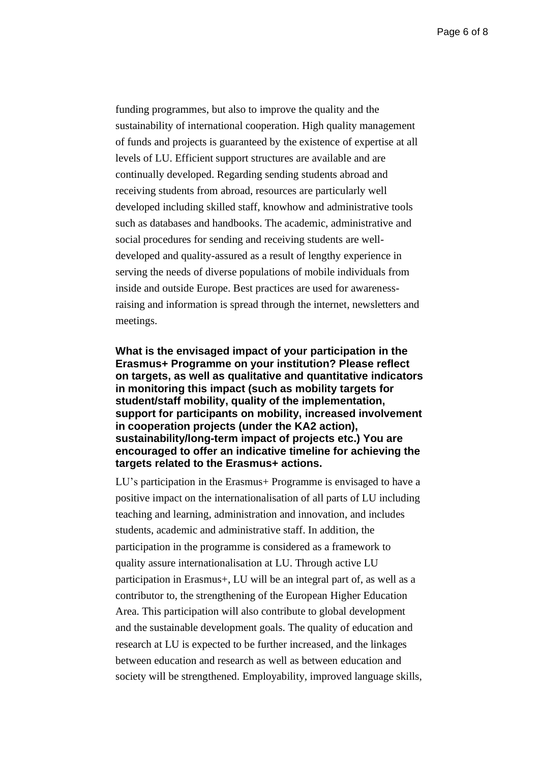funding programmes, but also to improve the quality and the sustainability of international cooperation. High quality management of funds and projects is guaranteed by the existence of expertise at all levels of LU. Efficient support structures are available and are continually developed. Regarding sending students abroad and receiving students from abroad, resources are particularly well developed including skilled staff, knowhow and administrative tools such as databases and handbooks. The academic, administrative and social procedures for sending and receiving students are well-developed and quality-assured as a result of lengthy experience in serving the needs of diverse populations of mobile individuals from inside and outside Europe. Best practices are used for awareness-raising and information is spread through the internet, newsletters and meetings.

**What is the envisaged impact of your participation in the Erasmus+ Programme on your institution? Please reflect on targets, as well as qualitative and quantitative indicators in monitoring this impact (such as mobility targets for student/staff mobility, quality of the implementation, support for participants on mobility, increased involvement in cooperation projects (under the KA2 action), sustainability/long-term impact of projects etc.) You are encouraged to offer an indicative timeline for achieving the targets related to the Erasmus+ actions.**

LU's participation in the Erasmus+ Programme is envisaged to have a positive impact on the internationalisation of all parts of LU including teaching and learning, administration and innovation, and includes students, academic and administrative staff. In addition, the participation in the programme is considered as a framework to quality assure internationalisation at LU. Through active LU participation in Erasmus+, LU will be an integral part of, as well as a contributor to, the strengthening of the European Higher Education Area. This participation will also contribute to global development and the sustainable development goals. The quality of education and research at LU is expected to be further increased, and the linkages between education and research as well as between education and society will be strengthened. Employability, improved language skills,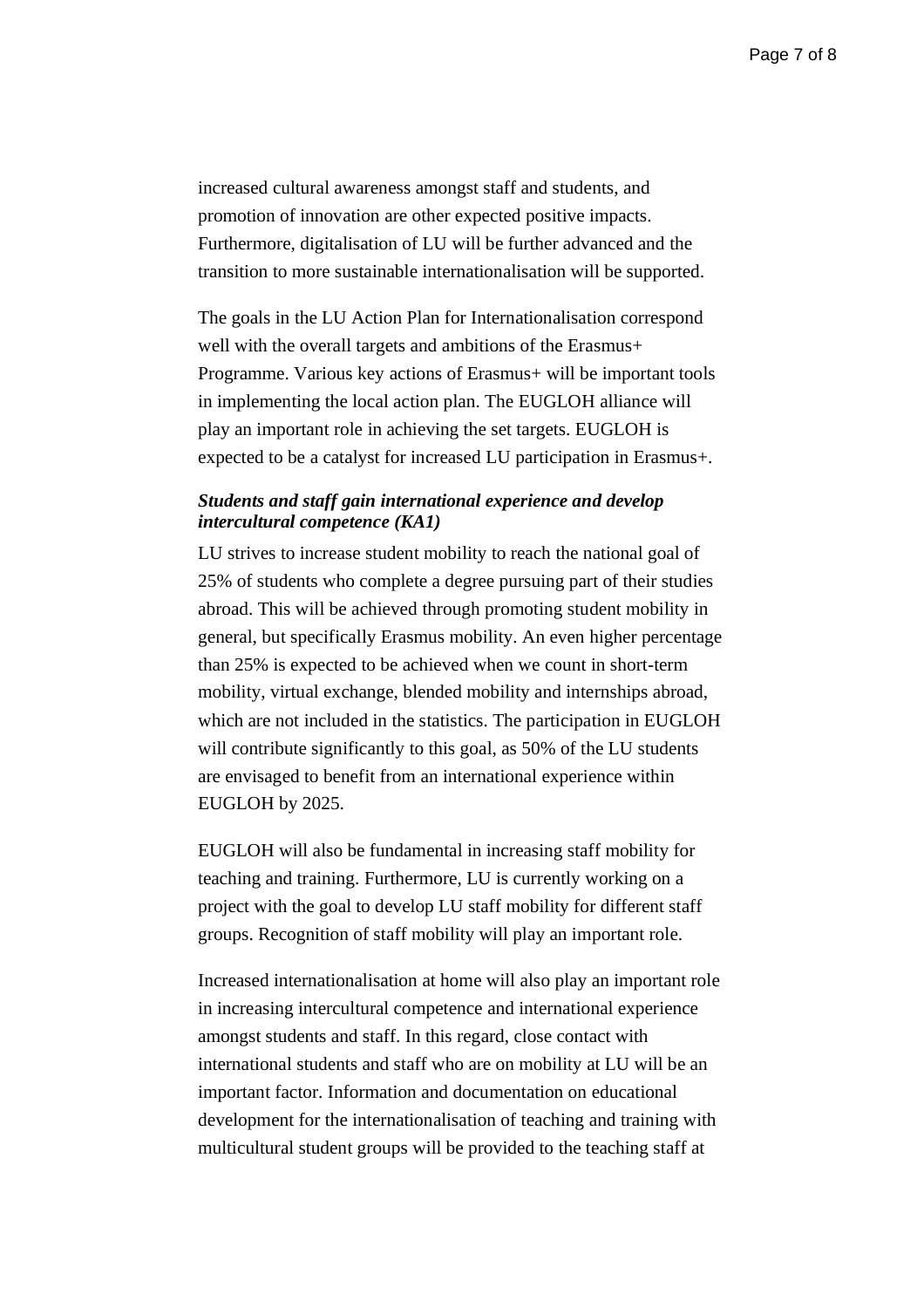increased cultural awareness amongst staff and students, and promotion of innovation are other expected positive impacts. Furthermore, digitalisation of LU will be further advanced and the transition to more sustainable internationalisation will be supported.

The goals in the LU Action Plan for Internationalisation correspond well with the overall targets and ambitions of the Erasmus+ Programme. Various key actions of Erasmus+ will be important tools in implementing the local action plan. The EUGLOH alliance will play an important role in achieving the set targets. EUGLOH is expected to be a catalyst for increased LU participation in Erasmus+.

***Students and staff gain international experience and develop intercultural competence (KA1)***

LU strives to increase student mobility to reach the national goal of 25% of students who complete a degree pursuing part of their studies abroad. This will be achieved through promoting student mobility in general, but specifically Erasmus mobility. An even higher percentage than 25% is expected to be achieved when we count in short-term mobility, virtual exchange, blended mobility and internships abroad, which are not included in the statistics. The participation in EUGLOH will contribute significantly to this goal, as 50% of the LU students are envisaged to benefit from an international experience within EUGLOH by 2025.

EUGLOH will also be fundamental in increasing staff mobility for teaching and training. Furthermore, LU is currently working on a project with the goal to develop LU staff mobility for different staff groups. Recognition of staff mobility will play an important role.

Increased internationalisation at home will also play an important role in increasing intercultural competence and international experience amongst students and staff. In this regard, close contact with international students and staff who are on mobility at LU will be an important factor. Information and documentation on educational development for the internationalisation of teaching and training with multicultural student groups will be provided to the teaching staff at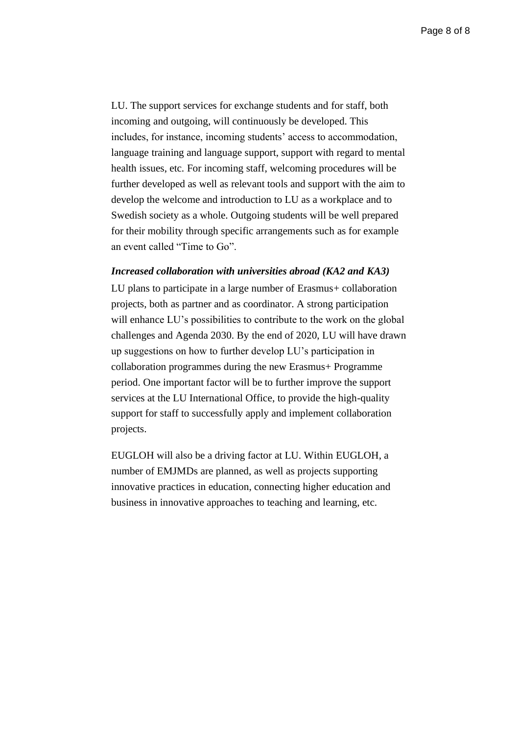LU. The support services for exchange students and for staff, both incoming and outgoing, will continuously be developed. This includes, for instance, incoming students' access to accommodation, language training and language support, support with regard to mental health issues, etc. For incoming staff, welcoming procedures will be further developed as well as relevant tools and support with the aim to develop the welcome and introduction to LU as a workplace and to Swedish society as a whole. Outgoing students will be well prepared for their mobility through specific arrangements such as for example an event called "Time to Go".

***Increased collaboration with universities abroad (KA2 and KA3)***

LU plans to participate in a large number of Erasmus+ collaboration projects, both as partner and as coordinator. A strong participation will enhance LU's possibilities to contribute to the work on the global challenges and Agenda 2030. By the end of 2020, LU will have drawn up suggestions on how to further develop LU's participation in collaboration programmes during the new Erasmus+ Programme period. One important factor will be to further improve the support services at the LU International Office, to provide the high-quality support for staff to successfully apply and implement collaboration projects.

EUGLOH will also be a driving factor at LU. Within EUGLOH, a number of EMJMDs are planned, as well as projects supporting innovative practices in education, connecting higher education and business in innovative approaches to teaching and learning, etc.